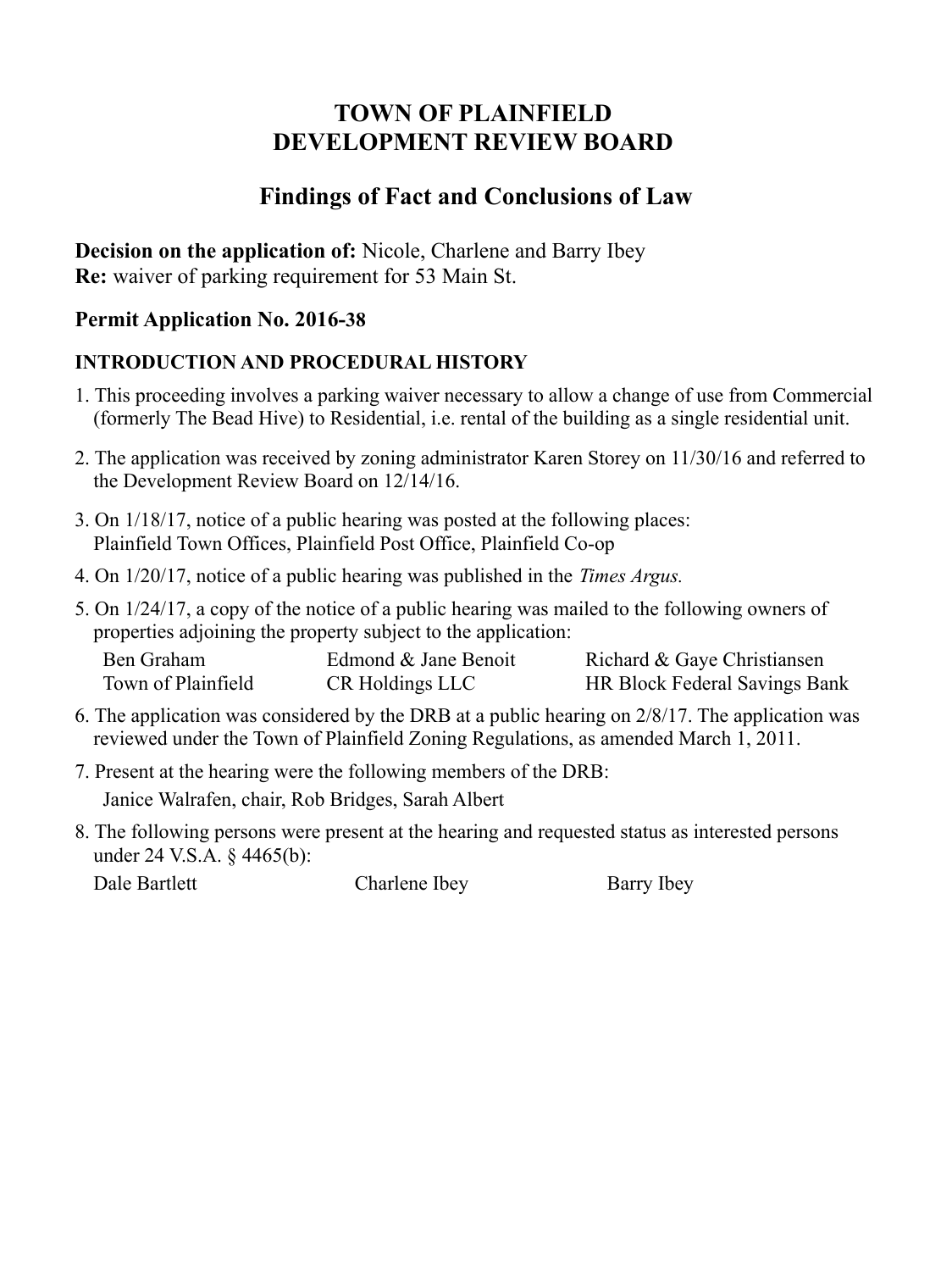# TOWN OF PLAINFIELD
# DEVELOPMENT REVIEW BOARD

## Findings of Fact and Conclusions of Law

**Decision on the application of:** Nicole, Charlene and Barry Ibey
**Re:** waiver of parking requirement for 53 Main St.

### Permit Application No. 2016-38

#### INTRODUCTION AND PROCEDURAL HISTORY

1. This proceeding involves a parking waiver necessary to allow a change of use from Commercial (formerly The Bead Hive) to Residential, i.e. rental of the building as a single residential unit.

2. The application was received by zoning administrator Karen Storey on 11/30/16 and referred to the Development Review Board on 12/14/16.

3. On 1/18/17, notice of a public hearing was posted at the following places: Plainfield Town Offices, Plainfield Post Office, Plainfield Co-op

4. On 1/20/17, notice of a public hearing was published in the *Times Argus.*

5. On 1/24/17, a copy of the notice of a public hearing was mailed to the following owners of properties adjoining the property subject to the application:

   | | | |
   |---|---|---|
   | Ben Graham | Edmond & Jane Benoit | Richard & Gaye Christiansen |
   | Town of Plainfield | CR Holdings LLC | HR Block Federal Savings Bank |

6. The application was considered by the DRB at a public hearing on 2/8/17. The application was reviewed under the Town of Plainfield Zoning Regulations, as amended March 1, 2011.

7. Present at the hearing were the following members of the DRB:

   Janice Walrafen, chair, Rob Bridges, Sarah Albert

8. The following persons were present at the hearing and requested status as interested persons under 24 V.S.A. § 4465(b):

   | | | |
   |---|---|---|
   | Dale Bartlett | Charlene Ibey | Barry Ibey |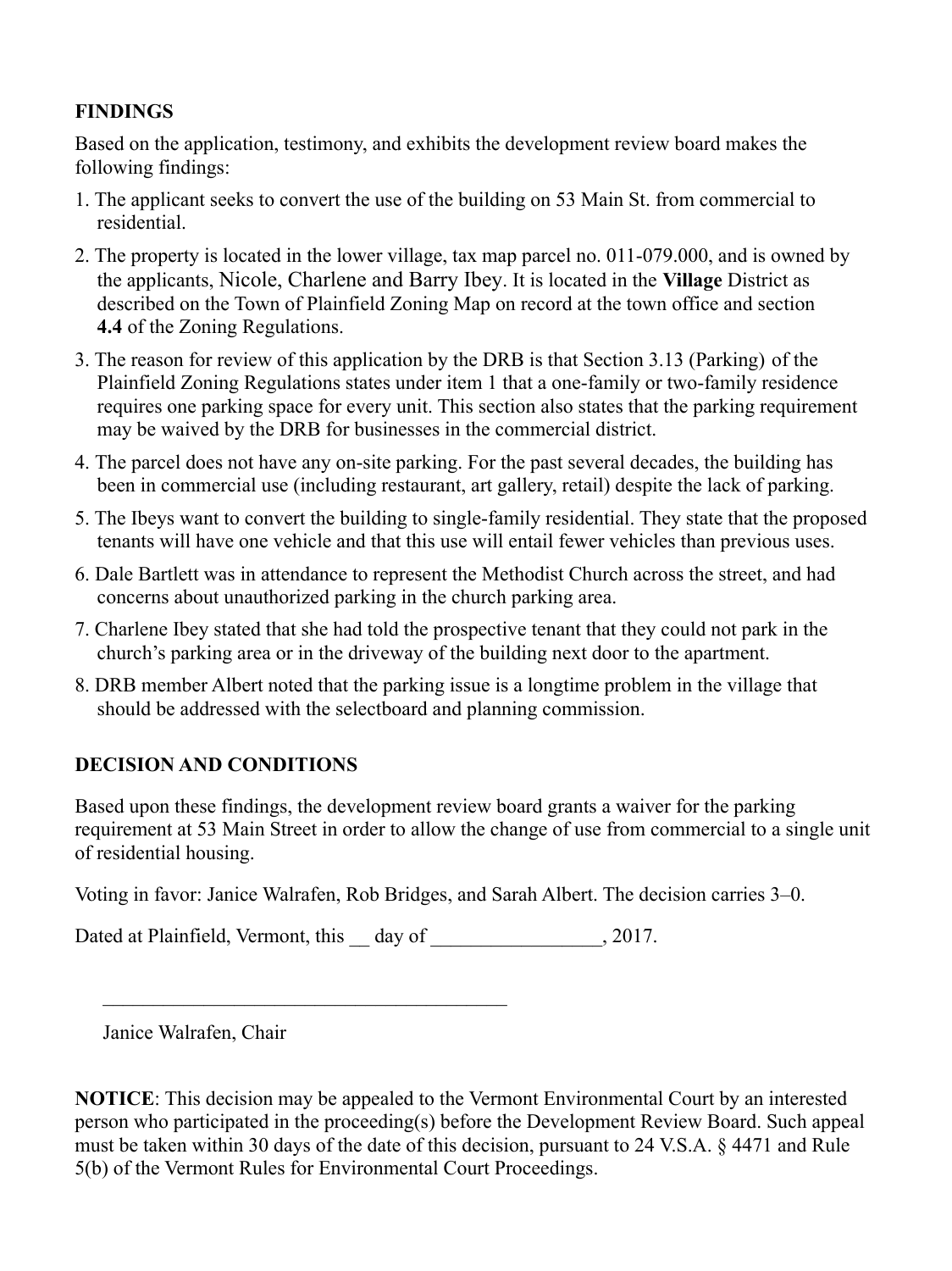**FINDINGS**

Based on the application, testimony, and exhibits the development review board makes the following findings:

1. The applicant seeks to convert the use of the building on 53 Main St. from commercial to residential.
2. The property is located in the lower village, tax map parcel no. 011-079.000, and is owned by the applicants, Nicole, Charlene and Barry Ibey. It is located in the **Village** District as described on the Town of Plainfield Zoning Map on record at the town office and section **4.4** of the Zoning Regulations.
3. The reason for review of this application by the DRB is that Section 3.13 (Parking) of the Plainfield Zoning Regulations states under item 1 that a one-family or two-family residence requires one parking space for every unit. This section also states that the parking requirement may be waived by the DRB for businesses in the commercial district.
4. The parcel does not have any on-site parking. For the past several decades, the building has been in commercial use (including restaurant, art gallery, retail) despite the lack of parking.
5. The Ibeys want to convert the building to single-family residential. They state that the proposed tenants will have one vehicle and that this use will entail fewer vehicles than previous uses.
6. Dale Bartlett was in attendance to represent the Methodist Church across the street, and had concerns about unauthorized parking in the church parking area.
7. Charlene Ibey stated that she had told the prospective tenant that they could not park in the church's parking area or in the driveway of the building next door to the apartment.
8. DRB member Albert noted that the parking issue is a longtime problem in the village that should be addressed with the selectboard and planning commission.

**DECISION AND CONDITIONS**

Based upon these findings, the development review board grants a waiver for the parking requirement at 53 Main Street in order to allow the change of use from commercial to a single unit of residential housing.

Voting in favor: Janice Walrafen, Rob Bridges, and Sarah Albert. The decision carries 3–0.

Dated at Plainfield, Vermont, this __ day of _________________, 2017.

_________________________________________

Janice Walrafen, Chair

**NOTICE**: This decision may be appealed to the Vermont Environmental Court by an interested person who participated in the proceeding(s) before the Development Review Board. Such appeal must be taken within 30 days of the date of this decision, pursuant to 24 V.S.A. § 4471 and Rule 5(b) of the Vermont Rules for Environmental Court Proceedings.